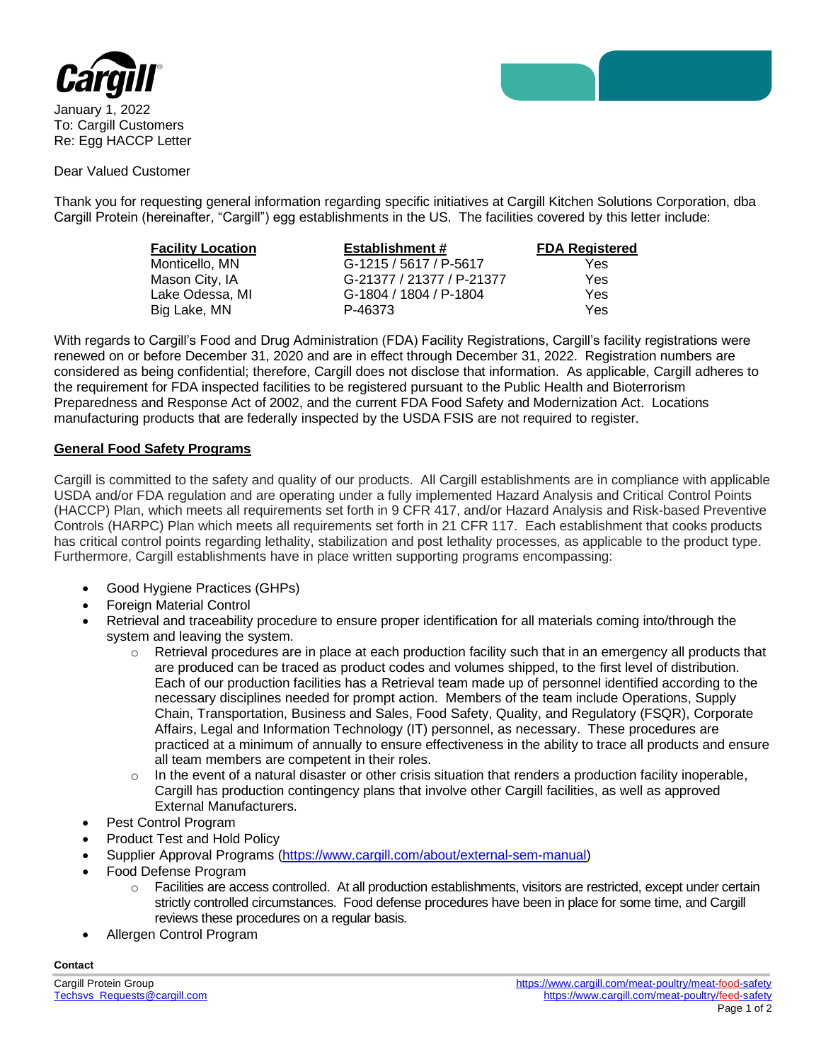Cargill

January 1, 2022
To: Cargill Customers
Re: Egg HACCP Letter

Dear Valued Customer

Thank you for requesting general information regarding specific initiatives at Cargill Kitchen Solutions Corporation, dba Cargill Protein (hereinafter, "Cargill") egg establishments in the US. The facilities covered by this letter include:

| Facility Location | Establishment # | FDA Registered |
|---|---|---|
| Monticello, MN | G-1215 / 5617 / P-5617 | Yes |
| Mason City, IA | G-21377 / 21377 / P-21377 | Yes |
| Lake Odessa, MI | G-1804 / 1804 / P-1804 | Yes |
| Big Lake, MN | P-46373 | Yes |

With regards to Cargill's Food and Drug Administration (FDA) Facility Registrations, Cargill's facility registrations were renewed on or before December 31, 2020 and are in effect through December 31, 2022. Registration numbers are considered as being confidential; therefore, Cargill does not disclose that information. As applicable, Cargill adheres to the requirement for FDA inspected facilities to be registered pursuant to the Public Health and Bioterrorism Preparedness and Response Act of 2002, and the current FDA Food Safety and Modernization Act. Locations manufacturing products that are federally inspected by the USDA FSIS are not required to register.

## General Food Safety Programs

Cargill is committed to the safety and quality of our products. All Cargill establishments are in compliance with applicable USDA and/or FDA regulation and are operating under a fully implemented Hazard Analysis and Critical Control Points (HACCP) Plan, which meets all requirements set forth in 9 CFR 417, and/or Hazard Analysis and Risk-based Preventive Controls (HARPC) Plan which meets all requirements set forth in 21 CFR 117. Each establishment that cooks products has critical control points regarding lethality, stabilization and post lethality processes, as applicable to the product type. Furthermore, Cargill establishments have in place written supporting programs encompassing:

- Good Hygiene Practices (GHPs)
- Foreign Material Control
- Retrieval and traceability procedure to ensure proper identification for all materials coming into/through the system and leaving the system.
  - Retrieval procedures are in place at each production facility such that in an emergency all products that are produced can be traced as product codes and volumes shipped, to the first level of distribution. Each of our production facilities has a Retrieval team made up of personnel identified according to the necessary disciplines needed for prompt action. Members of the team include Operations, Supply Chain, Transportation, Business and Sales, Food Safety, Quality, and Regulatory (FSQR), Corporate Affairs, Legal and Information Technology (IT) personnel, as necessary. These procedures are practiced at a minimum of annually to ensure effectiveness in the ability to trace all products and ensure all team members are competent in their roles.
  - In the event of a natural disaster or other crisis situation that renders a production facility inoperable, Cargill has production contingency plans that involve other Cargill facilities, as well as approved External Manufacturers.
- Pest Control Program
- Product Test and Hold Policy
- Supplier Approval Programs (https://www.cargill.com/about/external-sem-manual)
- Food Defense Program
  - Facilities are access controlled. At all production establishments, visitors are restricted, except under certain strictly controlled circumstances. Food defense procedures have been in place for some time, and Cargill reviews these procedures on a regular basis.
- Allergen Control Program

**Contact**

Cargill Protein Group
Techsvs_Requests@cargill.com

https://www.cargill.com/meat-poultry/meat-food-safety
https://www.cargill.com/meat-poultry/feed-safety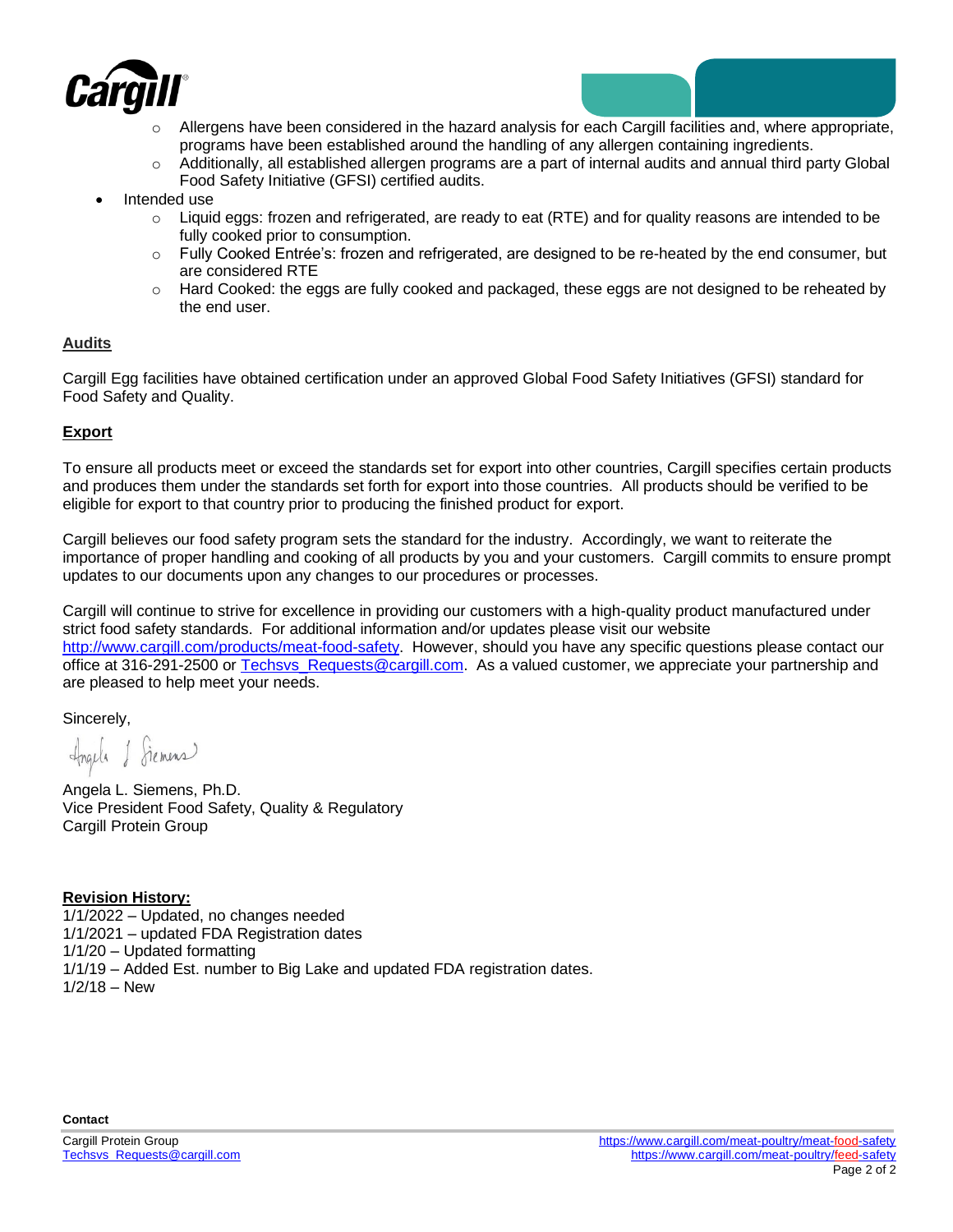- Allergens have been considered in the hazard analysis for each Cargill facilities and, where appropriate, programs have been established around the handling of any allergen containing ingredients.
    - Additionally, all established allergen programs are a part of internal audits and annual third party Global Food Safety Initiative (GFSI) certified audits.
- Intended use
    - Liquid eggs: frozen and refrigerated, are ready to eat (RTE) and for quality reasons are intended to be fully cooked prior to consumption.
    - Fully Cooked Entrée's: frozen and refrigerated, are designed to be re-heated by the end consumer, but are considered RTE
    - Hard Cooked: the eggs are fully cooked and packaged, these eggs are not designed to be reheated by the end user.

**Audits**

Cargill Egg facilities have obtained certification under an approved Global Food Safety Initiatives (GFSI) standard for Food Safety and Quality.

**Export**

To ensure all products meet or exceed the standards set for export into other countries, Cargill specifies certain products and produces them under the standards set forth for export into those countries. All products should be verified to be eligible for export to that country prior to producing the finished product for export.

Cargill believes our food safety program sets the standard for the industry. Accordingly, we want to reiterate the importance of proper handling and cooking of all products by you and your customers. Cargill commits to ensure prompt updates to our documents upon any changes to our procedures or processes.

Cargill will continue to strive for excellence in providing our customers with a high-quality product manufactured under strict food safety standards. For additional information and/or updates please visit our website http://www.cargill.com/products/meat-food-safety. However, should you have any specific questions please contact our office at 316-291-2500 or Techsvs_Requests@cargill.com. As a valued customer, we appreciate your partnership and are pleased to help meet your needs.

Sincerely,

Angela L. Siemens

Angela L. Siemens, Ph.D.
Vice President Food Safety, Quality & Regulatory
Cargill Protein Group

**Revision History:**

1/1/2022 – Updated, no changes needed
1/1/2021 – updated FDA Registration dates
1/1/20 – Updated formatting
1/1/19 – Added Est. number to Big Lake and updated FDA registration dates.
1/2/18 – New

**Contact**

Cargill Protein Group
Techsvs_Requests@cargill.com

https://www.cargill.com/meat-poultry/meat-food-safety
https://www.cargill.com/meat-poultry/feed-safety